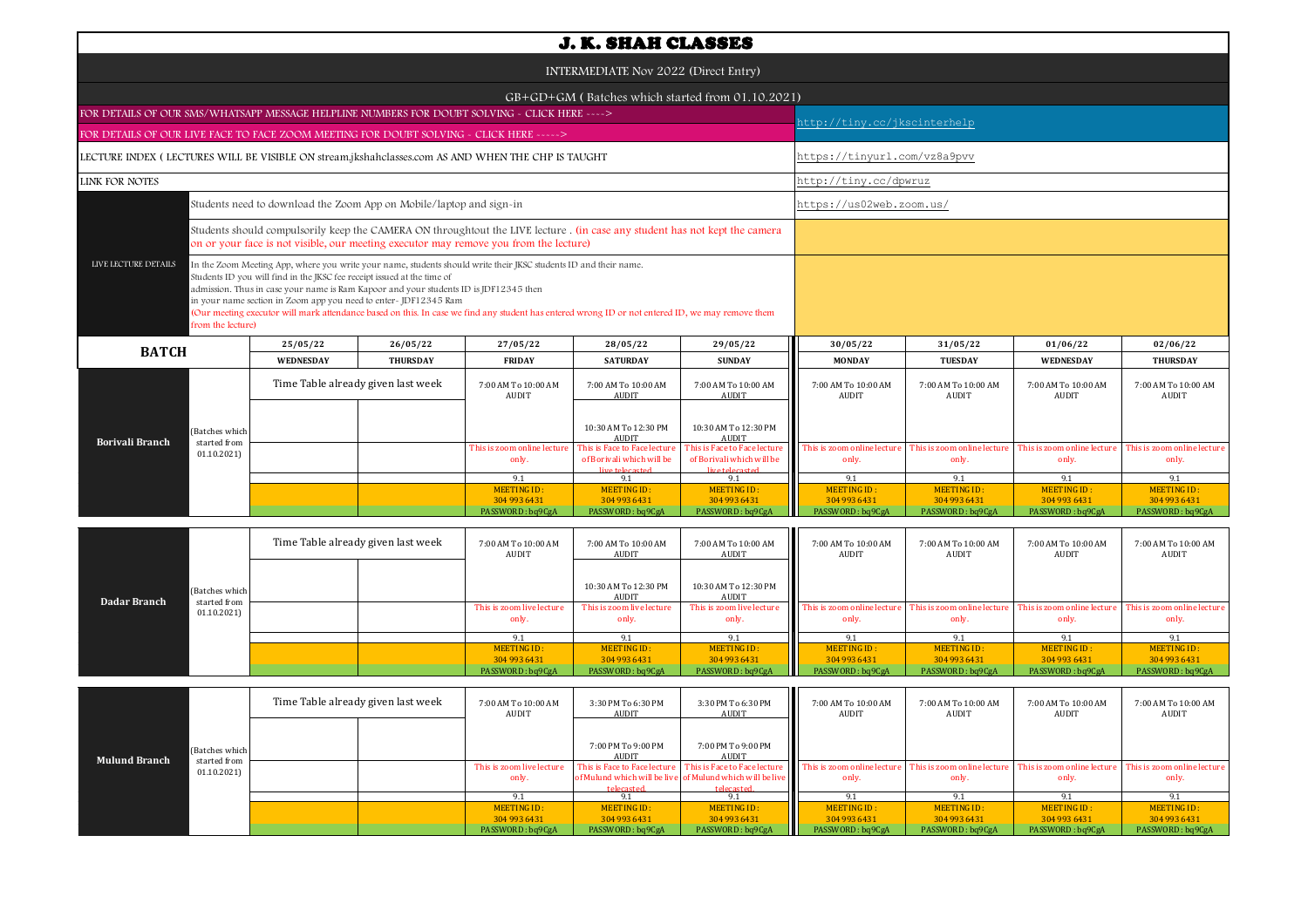# J. K. SHAH CLASSES

INTERMEDIATE Nov 2022 (Direct Entry)

GB+GD+GM ( Batches which started from 01.10.2021)

| | |
|---|---|
| FOR DETAILS OF OUR SMS/WHATSAPP MESSAGE HELPLINE NUMBERS FOR DOUBT SOLVING - CLICK HERE ----> <br> FOR DETAILS OF OUR LIVE FACE TO FACE ZOOM MEETING FOR DOUBT SOLVING - CLICK HERE -----> | http://tiny.cc/jkscinterhelp |
| LECTURE INDEX ( LECTURES WILL BE VISIBLE ON stream.jkshahclasses.com AS AND WHEN THE CHP IS TAUGHT | https://tinyurl.com/vz8a9pvv |
| LINK FOR NOTES | http://tiny.cc/dpwruz |

**LIVE LECTURE DETAILS**

- Students need to download the Zoom App on Mobile/laptop and sign-in — https://us02web.zoom.us/
- Students should compulsorily keep the CAMERA ON throughtout the LIVE lecture . (in case any student has not kept the camera on or your face is not visible, our meeting executor may remove you from the lecture)
- In the Zoom Meeting App, where you write your name, students should write their JKSC students ID and their name. Students ID you will find in the JKSC fee receipt issued at the time of admission. Thus in case your name is Ram Kapoor and your students ID is JDF12345 then in your name section in Zoom app you need to enter- JDF12345 Ram (Our meeting executor will mark attendance based on this. In case we find any student has entered wrong ID or not entered ID, we may remove them from the lecture)

| BATCH | | 25/05/22 | 26/05/22 | 27/05/22 | 28/05/22 | 29/05/22 | 30/05/22 | 31/05/22 | 01/06/22 | 02/06/22 |
|---|---|---|---|---|---|---|---|---|---|---|
| | | WEDNESDAY | THURSDAY | FRIDAY | SATURDAY | SUNDAY | MONDAY | TUESDAY | WEDNESDAY | THURSDAY |
| Borivali Branch | (Batches which started from 01.10.2021) | Time Table already given last week | | 7:00 AM To 10:00 AM AUDIT | 7:00 AM To 10:00 AM AUDIT | 7:00 AM To 10:00 AM AUDIT | 7:00 AM To 10:00 AM AUDIT | 7:00 AM To 10:00 AM AUDIT | 7:00 AM To 10:00 AM AUDIT | 7:00 AM To 10:00 AM AUDIT |
| | | | | | 10:30 AM To 12:30 PM AUDIT | 10:30 AM To 12:30 PM AUDIT | | | | |
| | | | | This is zoom online lecture only. | This is Face to Face lecture of Borivali which will be live telecasted. | This is Face to Face lecture of Borivali which will be live telecasted. | This is zoom online lecture only. | This is zoom online lecture only. | This is zoom online lecture only. | This is zoom online lecture only. |
| | | | | 9.1 | 9.1 | 9.1 | 9.1 | 9.1 | 9.1 | 9.1 |
| | | | | MEETING ID : 304 993 6431 | MEETING ID : 304 993 6431 | MEETING ID : 304 993 6431 | MEETING ID : 304 993 6431 | MEETING ID : 304 993 6431 | MEETING ID : 304 993 6431 | MEETING ID : 304 993 6431 |
| | | | | PASSWORD : bq9CgA | PASSWORD : bq9CgA | PASSWORD : bq9CgA | PASSWORD : bq9CgA | PASSWORD : bq9CgA | PASSWORD : bq9CgA | PASSWORD : bq9CgA |
| Dadar Branch | (Batches which started from 01.10.2021) | Time Table already given last week | | 7:00 AM To 10:00 AM AUDIT | 7:00 AM To 10:00 AM AUDIT | 7:00 AM To 10:00 AM AUDIT | 7:00 AM To 10:00 AM AUDIT | 7:00 AM To 10:00 AM AUDIT | 7:00 AM To 10:00 AM AUDIT | 7:00 AM To 10:00 AM AUDIT |
| | | | | | 10:30 AM To 12:30 PM AUDIT | 10:30 AM To 12:30 PM AUDIT | | | | |
| | | | | This is zoom live lecture only. | This is zoom live lecture only. | This is zoom live lecture only. | This is zoom online lecture only. | This is zoom online lecture only. | This is zoom online lecture only. | This is zoom online lecture only. |
| | | | | 9.1 | 9.1 | 9.1 | 9.1 | 9.1 | 9.1 | 9.1 |
| | | | | MEETING ID : 304 993 6431 | MEETING ID : 304 993 6431 | MEETING ID : 304 993 6431 | MEETING ID : 304 993 6431 | MEETING ID : 304 993 6431 | MEETING ID : 304 993 6431 | MEETING ID : 304 993 6431 |
| | | | | PASSWORD : bq9CgA | PASSWORD : bq9CgA | PASSWORD : bq9CgA | PASSWORD : bq9CgA | PASSWORD : bq9CgA | PASSWORD : bq9CgA | PASSWORD : bq9CgA |
| Mulund Branch | (Batches which started from 01.10.2021) | Time Table already given last week | | 7:00 AM To 10:00 AM AUDIT | 3:30 PM To 6:30 PM AUDIT | 3:30 PM To 6:30 PM AUDIT | 7:00 AM To 10:00 AM AUDIT | 7:00 AM To 10:00 AM AUDIT | 7:00 AM To 10:00 AM AUDIT | 7:00 AM To 10:00 AM AUDIT |
| | | | | | 7:00 PM To 9:00 PM AUDIT | 7:00 PM To 9:00 PM AUDIT | | | | |
| | | | | This is zoom live lecture only. | This is Face to Face lecture of Mulund which will be live telecasted. | This is Face to Face lecture of Mulund which will be live telecasted. | This is zoom online lecture only. | This is zoom online lecture only. | This is zoom online lecture only. | This is zoom online lecture only. |
| | | | | 9.1 | 9.1 | 9.1 | 9.1 | 9.1 | 9.1 | 9.1 |
| | | | | MEETING ID : 304 993 6431 | MEETING ID : 304 993 6431 | MEETING ID : 304 993 6431 | MEETING ID : 304 993 6431 | MEETING ID : 304 993 6431 | MEETING ID : 304 993 6431 | MEETING ID : 304 993 6431 |
| | | | | PASSWORD : bq9CgA | PASSWORD : bq9CgA | PASSWORD : bq9CgA | PASSWORD : bq9CgA | PASSWORD : bq9CgA | PASSWORD : bq9CgA | PASSWORD : bq9CgA |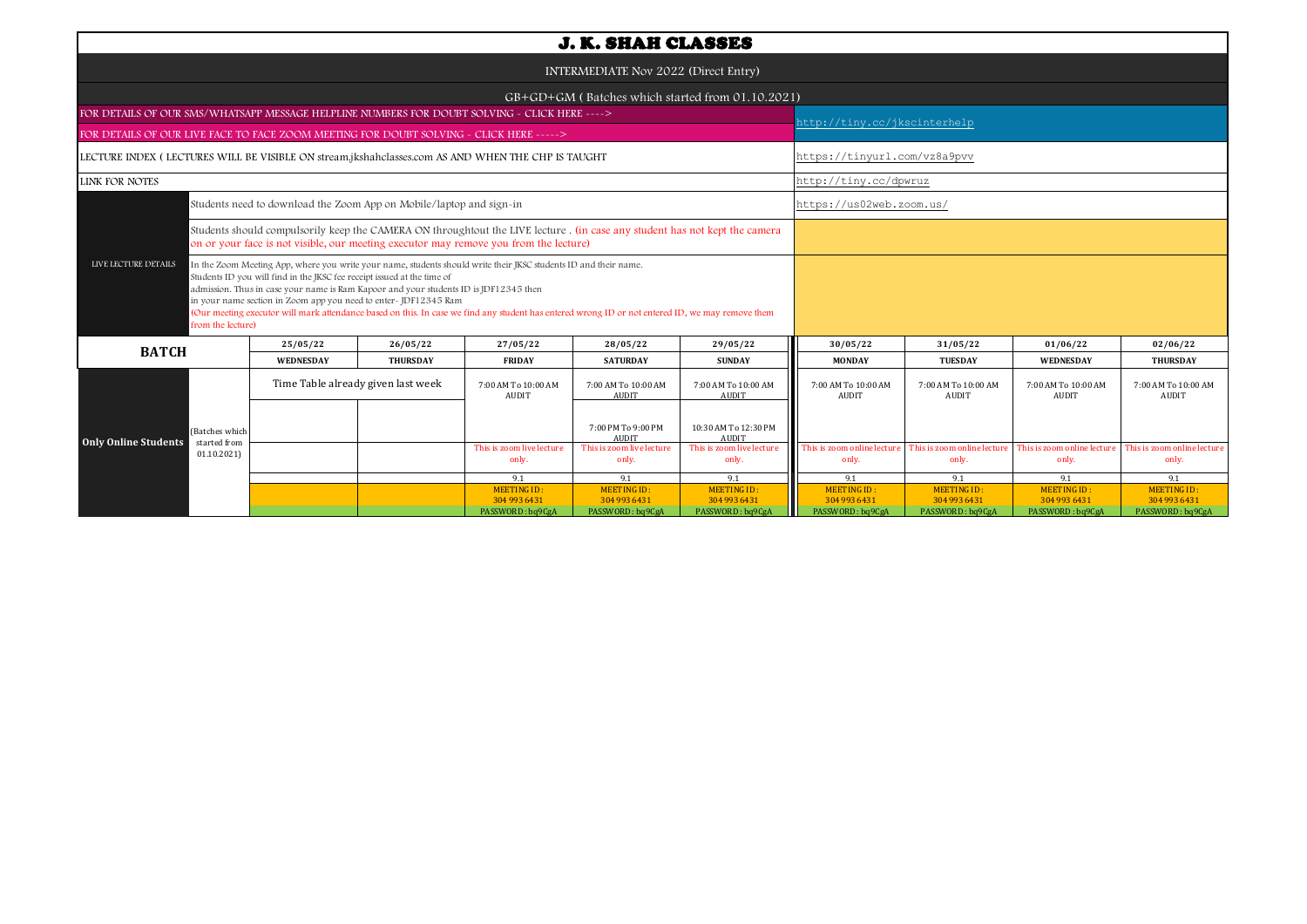# J. K. SHAH CLASSES

INTERMEDIATE Nov 2022 (Direct Entry)

GB+GD+GM ( Batches which started from 01.10.2021)

| | |
|---|---|
| FOR DETAILS OF OUR SMS/WHATSAPP MESSAGE HELPLINE NUMBERS FOR DOUBT SOLVING - CLICK HERE ----> | http://tiny.cc/jkscinterhelp |
| FOR DETAILS OF OUR LIVE FACE TO FACE ZOOM MEETING FOR DOUBT SOLVING - CLICK HERE -----> | |
| LECTURE INDEX ( LECTURES WILL BE VISIBLE ON stream.jkshahclasses.com AS AND WHEN THE CHP IS TAUGHT | https://tinyurl.com/vz8a9pvv |
| LINK FOR NOTES | http://tiny.cc/dpwruz |

**LIVE LECTURE DETAILS**

- Students need to download the Zoom App on Mobile/laptop and sign-in — https://us02web.zoom.us/
- Students should compulsorily keep the CAMERA ON throughtout the LIVE lecture . (in case any student has not kept the camera on or your face is not visible, our meeting executor may remove you from the lecture)
- In the Zoom Meeting App, where you write your name, students should write their JKSC students ID and their name. Students ID you will find in the JKSC fee receipt issued at the time of admission. Thus in case your name is Ram Kapoor and your students ID is JDF12345 then in your name section in Zoom app you need to enter- JDF12345 Ram (Our meeting executor will mark attendance based on this. In case we find any student has entered wrong ID or not entered ID, we may remove them from the lecture)

| BATCH | | 25/05/22 WEDNESDAY | 26/05/22 THURSDAY | 27/05/22 FRIDAY | 28/05/22 SATURDAY | 29/05/22 SUNDAY | 30/05/22 MONDAY | 31/05/22 TUESDAY | 01/06/22 WEDNESDAY | 02/06/22 THURSDAY |
|---|---|---|---|---|---|---|---|---|---|---|
| Only Online Students | (Batches which started from 01.10.2021) | Time Table already given last week | | 7:00 AM To 10:00 AM AUDIT | 7:00 AM To 10:00 AM AUDIT | 7:00 AM To 10:00 AM AUDIT | 7:00 AM To 10:00 AM AUDIT | 7:00 AM To 10:00 AM AUDIT | 7:00 AM To 10:00 AM AUDIT | 7:00 AM To 10:00 AM AUDIT |
| | | | | | 7:00 PM To 9:00 PM AUDIT | 10:30 AM To 12:30 PM AUDIT | | | | |
| | | | | This is zoom live lecture only. | This is zoom live lecture only. | This is zoom live lecture only. | This is zoom online lecture only. | This is zoom online lecture only. | This is zoom online lecture only. | This is zoom online lecture only. |
| | | | | 9.1 | 9.1 | 9.1 | 9.1 | 9.1 | 9.1 | 9.1 |
| | | | | MEETING ID : 304 993 6431 | MEETING ID : 304 993 6431 | MEETING ID : 304 993 6431 | MEETING ID : 304 993 6431 | MEETING ID : 304 993 6431 | MEETING ID : 304 993 6431 | MEETING ID : 304 993 6431 |
| | | | | PASSWORD : bq9CgA | PASSWORD : bq9CgA | PASSWORD : bq9CgA | PASSWORD : bq9CgA | PASSWORD : bq9CgA | PASSWORD : bq9CgA | PASSWORD : bq9CgA |